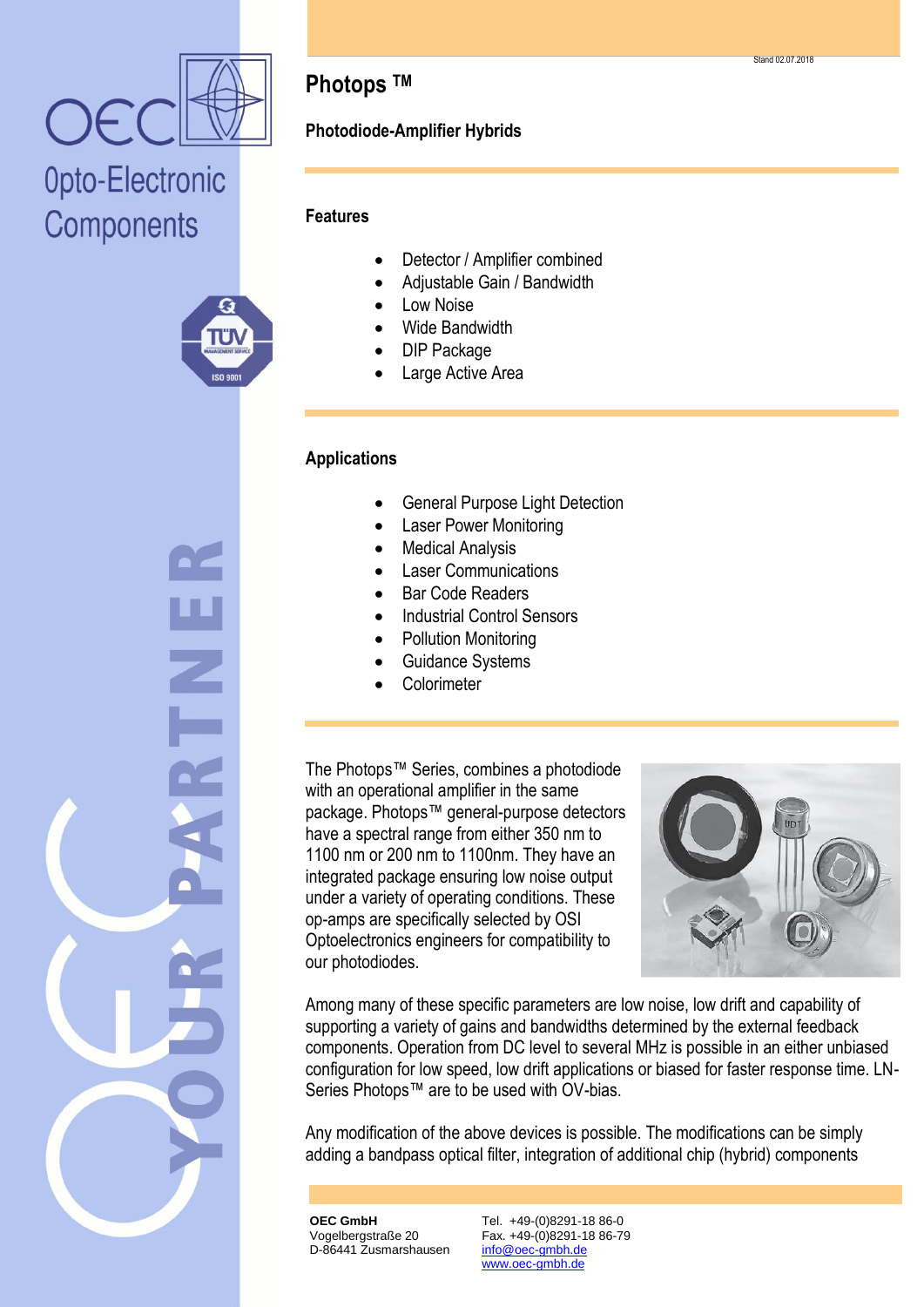OEC Opto-Electronic Components

Stand 02.07.2018

# Photops ™

**Photodiode-Amplifier Hybrids**

## Features

- Detector / Amplifier combined
- Adjustable Gain / Bandwidth
- Low Noise
- Wide Bandwidth
- DIP Package
- Large Active Area

## Applications

- General Purpose Light Detection
- Laser Power Monitoring
- Medical Analysis
- Laser Communications
- Bar Code Readers
- Industrial Control Sensors
- Pollution Monitoring
- Guidance Systems
- Colorimeter

The Photops™ Series, combines a photodiode with an operational amplifier in the same package. Photops™ general-purpose detectors have a spectral range from either 350 nm to 1100 nm or 200 nm to 1100nm. They have an integrated package ensuring low noise output under a variety of operating conditions. These op-amps are specifically selected by OSI Optoelectronics engineers for compatibility to our photodiodes.

Among many of these specific parameters are low noise, low drift and capability of supporting a variety of gains and bandwidths determined by the external feedback components. Operation from DC level to several MHz is possible in an either unbiased configuration for low speed, low drift applications or biased for faster response time. LN-Series Photops™ are to be used with OV-bias.

Any modification of the above devices is possible. The modifications can be simply adding a bandpass optical filter, integration of additional chip (hybrid) components

**OEC GmbH**
Vogelbergstraße 20
D-86441 Zusmarshausen

Tel. +49-(0)8291-18 86-0
Fax. +49-(0)8291-18 86-79
info@oec-gmbh.de
www.oec-gmbh.de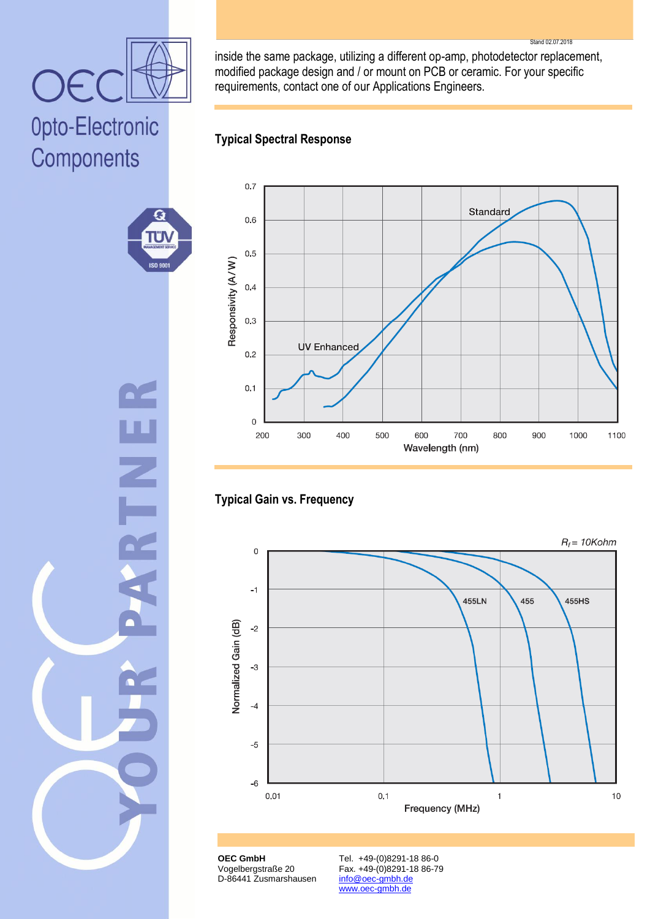inside the same package, utilizing a different op-amp, photodetector replacement, modified package design and / or mount on PCB or ceramic. For your specific requirements, contact one of our Applications Engineers.

## Typical Spectral Response

## Typical Gain vs. Frequency

**OEC GmbH**
Vogelbergstraße 20
D-86441 Zusmarshausen

Tel. +49-(0)8291-18 86-0
Fax. +49-(0)8291-18 86-79
info@oec-gmbh.de
www.oec-gmbh.de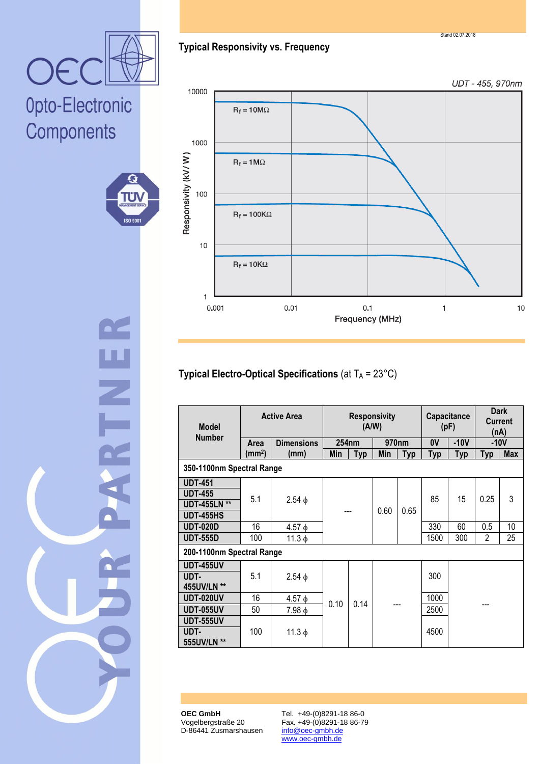## Typical Responsivity vs. Frequency

UDT - 455, 970nm

Responsivity (kV / W)

$R_f$ = 10MΩ

$R_f$ = 1MΩ

$R_f$ = 100KΩ

$R_f$ = 10KΩ

Frequency (MHz)

## Typical Electro-Optical Specifications (at $T_A$ = 23°C)

| Model Number | Active Area | | Responsivity (A/W) | | | | Capacitance (pF) | | Dark Current (nA) | |
|---|---|---|---|---|---|---|---|---|---|---|
| | Area | Dimensions | 254nm | | 970nm | | 0V | -10V | -10V | |
| | (mm²) | (mm) | Min | Typ | Min | Typ | Typ | Typ | Typ | Max |
| **350-1100nm Spectral Range** | | | | | | | | | | |
| **UDT-451** | 5.1 | 2.54 ϕ | --- | | 0.60 | 0.65 | 85 | 15 | 0.25 | 3 |
| **UDT-455** | | | | | | | | | | |
| **UDT-455LN \*\*** | | | | | | | | | | |
| **UDT-455HS** | | | | | | | | | | |
| **UDT-020D** | 16 | 4.57 ϕ | | | | | 330 | 60 | 0.5 | 10 |
| **UDT-555D** | 100 | 11.3 ϕ | | | | | 1500 | 300 | 2 | 25 |
| **200-1100nm Spectral Range** | | | | | | | | | | |
| **UDT-455UV** | 5.1 | 2.54 ϕ | 0.10 | 0.14 | --- | | 300 | | --- | |
| **UDT-455UV/LN \*\*** | | | | | | | | | | |
| **UDT-020UV** | 16 | 4.57 ϕ | | | | | 1000 | | | |
| **UDT-055UV** | 50 | 7.98 ϕ | | | | | 2500 | | | |
| **UDT-555UV** | 100 | 11.3 ϕ | | | | | 4500 | | | |
| **UDT-555UV/LN \*\*** | | | | | | | | | | |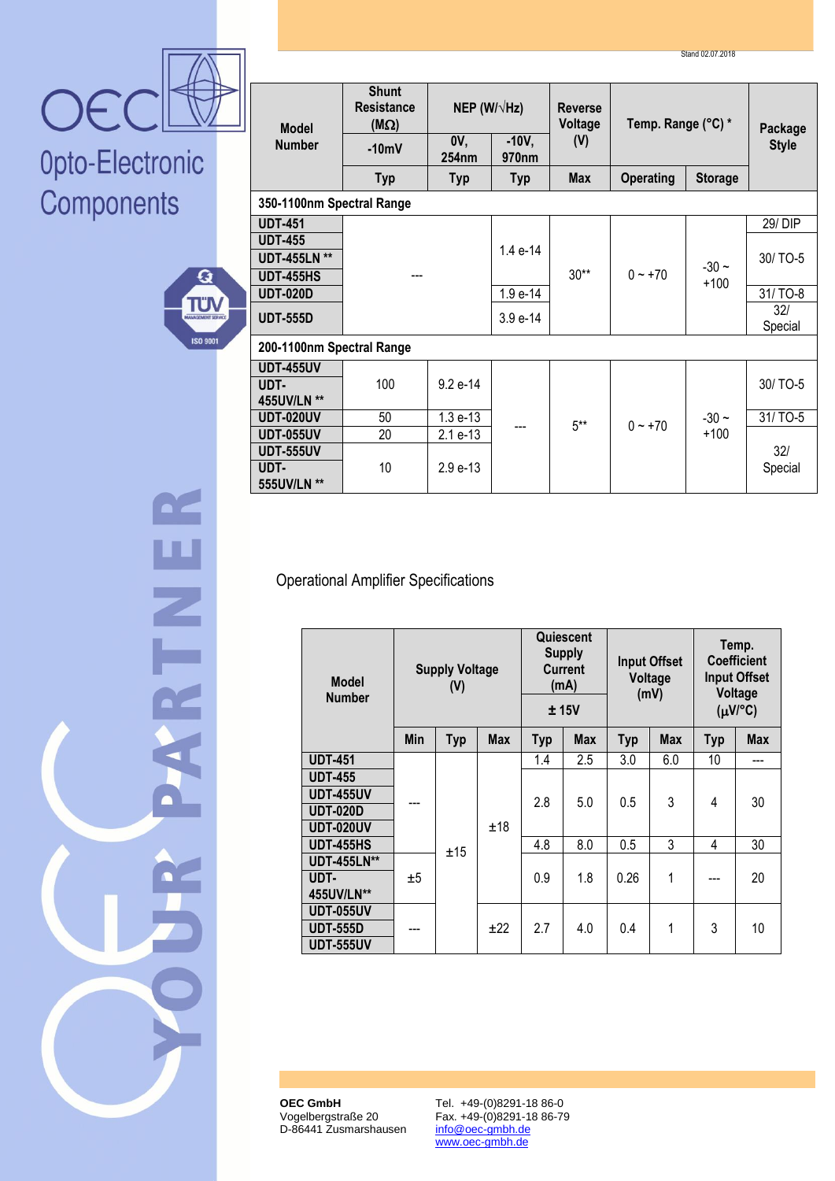| Model Number | Shunt Resistance (MΩ) | NEP (W/√Hz) | | Reverse Voltage (V) | Temp. Range (°C) * | | Package Style |
|---|---|---|---|---|---|---|---|
| | -10mV | 0V, 254nm | -10V, 970nm | | | | |
| | Typ | Typ | Typ | Max | Operating | Storage | |
| **350-1100nm Spectral Range** | | | | | | | |
| UDT-451 | --- | | 1.4 e-14 | 30** | 0 ~ +70 | -30 ~ +100 | 29/ DIP |
| UDT-455 | | | | | | | 30/ TO-5 |
| UDT-455LN ** | | | | | | | |
| UDT-455HS | | | | | | | |
| UDT-020D | | | 1.9 e-14 | | | | 31/ TO-8 |
| UDT-555D | | | 3.9 e-14 | | | | 32/ Special |
| **200-1100nm Spectral Range** | | | | | | | |
| UDT-455UV | 100 | 9.2 e-14 | --- | 5** | 0 ~ +70 | -30 ~ +100 | 30/ TO-5 |
| UDT-455UV/LN ** | | | | | | | |
| UDT-020UV | 50 | 1.3 e-13 | | | | | 31/ TO-5 |
| UDT-055UV | 20 | 2.1 e-13 | | | | | |
| UDT-555UV | 10 | 2.9 e-13 | | | | | 32/ Special |
| UDT-555UV/LN ** | | | | | | | |

Operational Amplifier Specifications

| Model Number | Supply Voltage (V) | | | Quiescent Supply Current (mA) ± 15V | | Input Offset Voltage (mV) | | Temp. Coefficient Input Offset Voltage (μV/°C) | |
|---|---|---|---|---|---|---|---|---|---|
| | Min | Typ | Max | Typ | Max | Typ | Max | Typ | Max |
| UDT-451 | --- | ±15 | ±18 | 1.4 | 2.5 | 3.0 | 6.0 | 10 | --- |
| UDT-455 | | | | 2.8 | 5.0 | 0.5 | 3 | 4 | 30 |
| UDT-455UV | | | | | | | | | |
| UDT-020D | | | | | | | | | |
| UDT-020UV | | | | | | | | | |
| UDT-455HS | | | | 4.8 | 8.0 | 0.5 | 3 | 4 | 30 |
| UDT-455LN** | ±5 | | | 0.9 | 1.8 | 0.26 | 1 | --- | 20 |
| UDT-455UV/LN** | | | | | | | | | |
| UDT-055UV | --- | | ±22 | 2.7 | 4.0 | 0.4 | 1 | 3 | 10 |
| UDT-555D | | | | | | | | | |
| UDT-555UV | | | | | | | | | |

**OEC GmbH**
Vogelbergstraße 20
D-86441 Zusmarshausen

Tel. +49-(0)8291-18 86-0
Fax. +49-(0)8291-18 86-79
info@oec-gmbh.de
www.oec-gmbh.de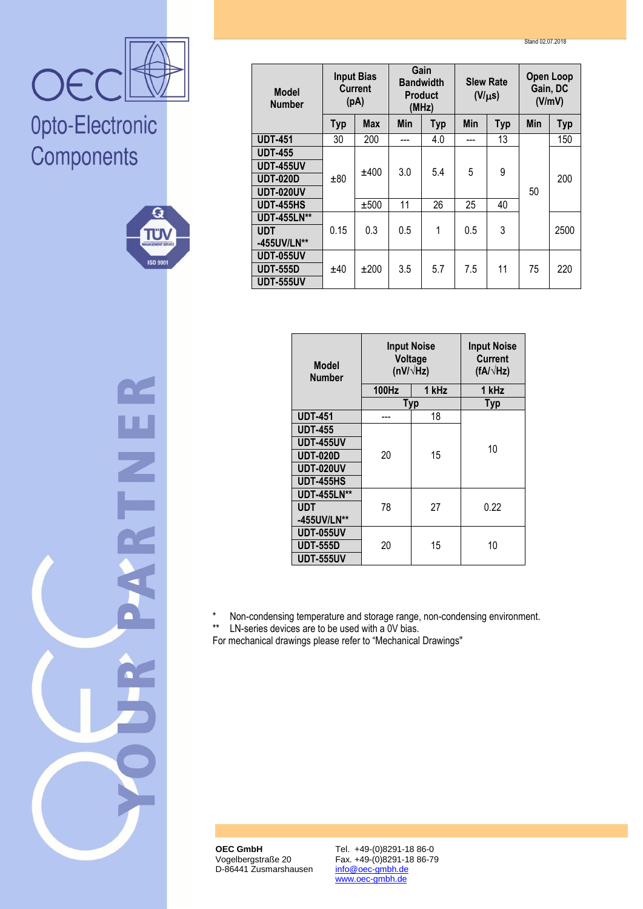| Model Number | Input Bias Current (pA) | | Gain Bandwidth Product (MHz) | | Slew Rate (V/µs) | | Open Loop Gain, DC (V/mV) | |
|---|---|---|---|---|---|---|---|---|
| | Typ | Max | Min | Typ | Min | Typ | Min | Typ |
| UDT-451 | 30 | 200 | --- | 4.0 | --- | 13 | 50 | 150 |
| UDT-455 | ±80 | ±400 | 3.0 | 5.4 | 5 | 9 | 50 | 200 |
| UDT-455UV | ±80 | ±400 | 3.0 | 5.4 | 5 | 9 | 50 | 200 |
| UDT-020D | ±80 | ±400 | 3.0 | 5.4 | 5 | 9 | 50 | 200 |
| UDT-020UV | ±80 | ±400 | 3.0 | 5.4 | 5 | 9 | 50 | 200 |
| UDT-455HS | ±80 | ±500 | 11 | 26 | 25 | 40 | 50 | 200 |
| UDT-455LN** | 0.15 | 0.3 | 0.5 | 1 | 0.5 | 3 | 50 | 2500 |
| UDT -455UV/LN** | 0.15 | 0.3 | 0.5 | 1 | 0.5 | 3 | 50 | 2500 |
| UDT-055UV | ±40 | ±200 | 3.5 | 5.7 | 7.5 | 11 | 75 | 220 |
| UDT-555D | ±40 | ±200 | 3.5 | 5.7 | 7.5 | 11 | 75 | 220 |
| UDT-555UV | ±40 | ±200 | 3.5 | 5.7 | 7.5 | 11 | 75 | 220 |

| Model Number | Input Noise Voltage (nV/√Hz) | | Input Noise Current (fA/√Hz) |
|---|---|---|---|
| | 100Hz | 1 kHz | 1 kHz |
| | Typ | | Typ |
| UDT-451 | --- | 18 | 10 |
| UDT-455 | 20 | 15 | 10 |
| UDT-455UV | 20 | 15 | 10 |
| UDT-020D | 20 | 15 | 10 |
| UDT-020UV | 20 | 15 | 10 |
| UDT-455HS | 20 | 15 | 10 |
| UDT-455LN** | 78 | 27 | 0.22 |
| UDT -455UV/LN** | 78 | 27 | 0.22 |
| UDT-055UV | 20 | 15 | 10 |
| UDT-555D | 20 | 15 | 10 |
| UDT-555UV | 20 | 15 | 10 |

\* Non-condensing temperature and storage range, non-condensing environment.

\*\* LN-series devices are to be used with a 0V bias.

For mechanical drawings please refer to "Mechanical Drawings"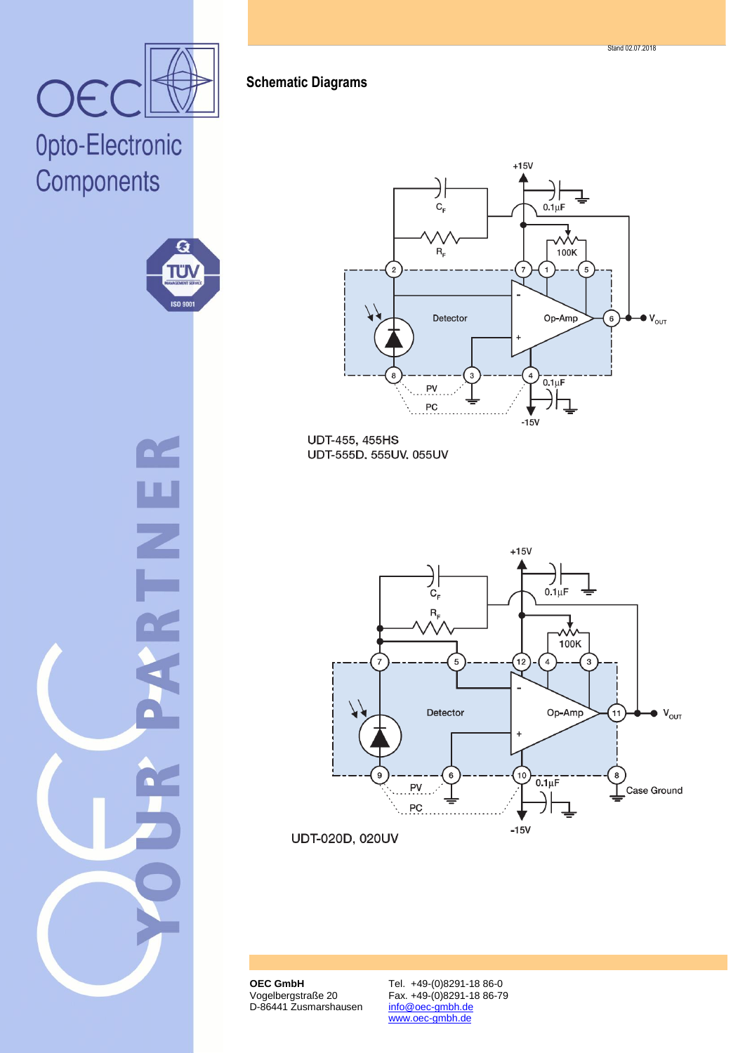## Schematic Diagrams

UDT-455, 455HS
UDT-555D, 555UV, 055UV

UDT-020D, 020UV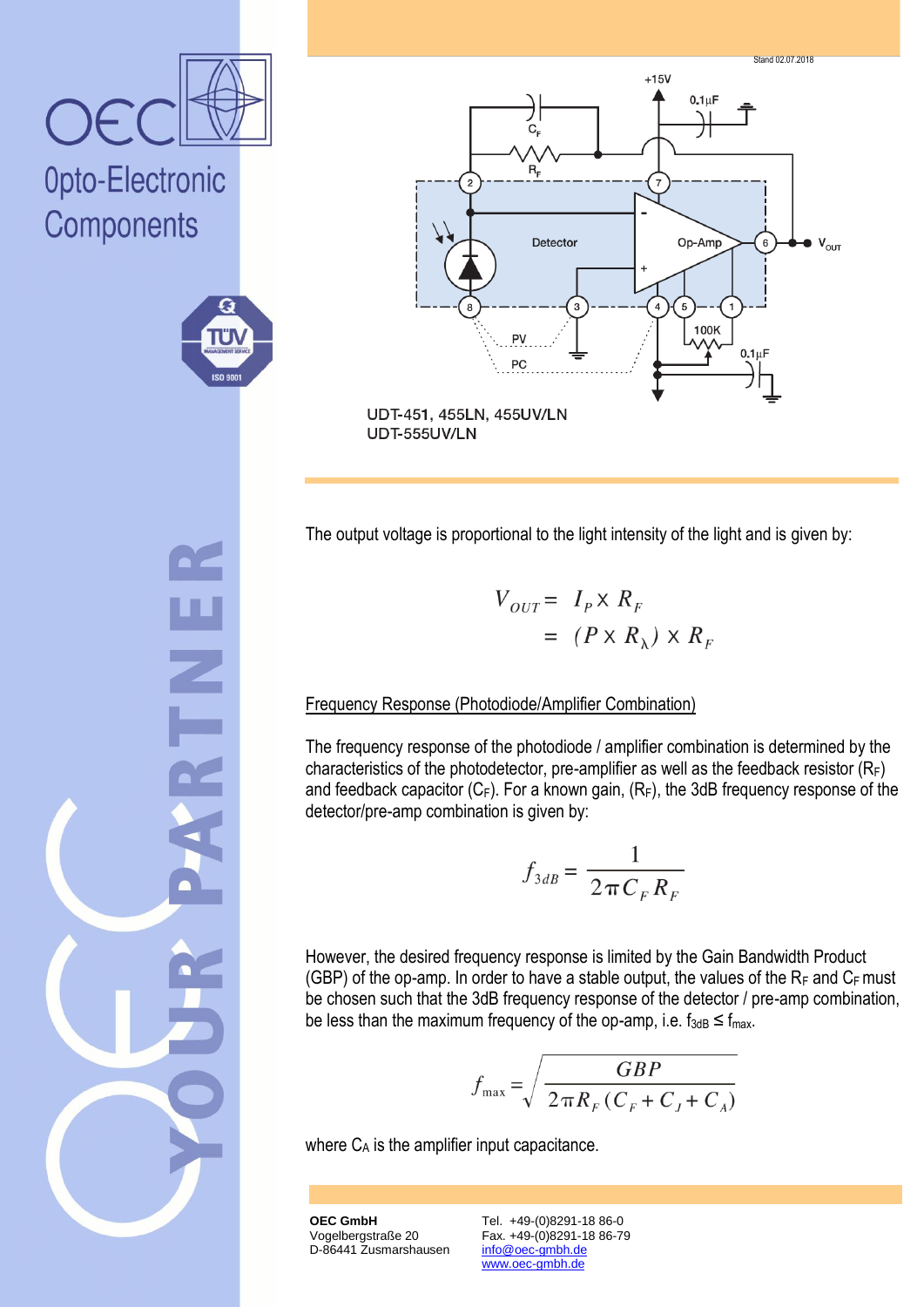UDT-451, 455LN, 455UV/LN
UDT-555UV/LN

The output voltage is proportional to the light intensity of the light and is given by:

$$V_{OUT} = I_P \times R_F$$
$$= (P \times R_\lambda) \times R_F$$

Frequency Response (Photodiode/Amplifier Combination)

The frequency response of the photodiode / amplifier combination is determined by the characteristics of the photodetector, pre-amplifier as well as the feedback resistor ($R_F$) and feedback capacitor ($C_F$). For a known gain, ($R_F$), the 3dB frequency response of the detector/pre-amp combination is given by:

$$f_{3dB} = \frac{1}{2\pi C_F R_F}$$

However, the desired frequency response is limited by the Gain Bandwidth Product (GBP) of the op-amp. In order to have a stable output, the values of the $R_F$ and $C_F$ must be chosen such that the 3dB frequency response of the detector / pre-amp combination, be less than the maximum frequency of the op-amp, i.e. $f_{3dB} \leq f_{max}$.

$$f_{max} = \sqrt{\frac{GBP}{2\pi R_F (C_F + C_J + C_A)}}$$

where $C_A$ is the amplifier input capacitance.

**OEC GmbH**
Vogelbergstraße 20
D-86441 Zusmarshausen

Tel. +49-(0)8291-18 86-0
Fax. +49-(0)8291-18 86-79
info@oec-gmbh.de
www.oec-gmbh.de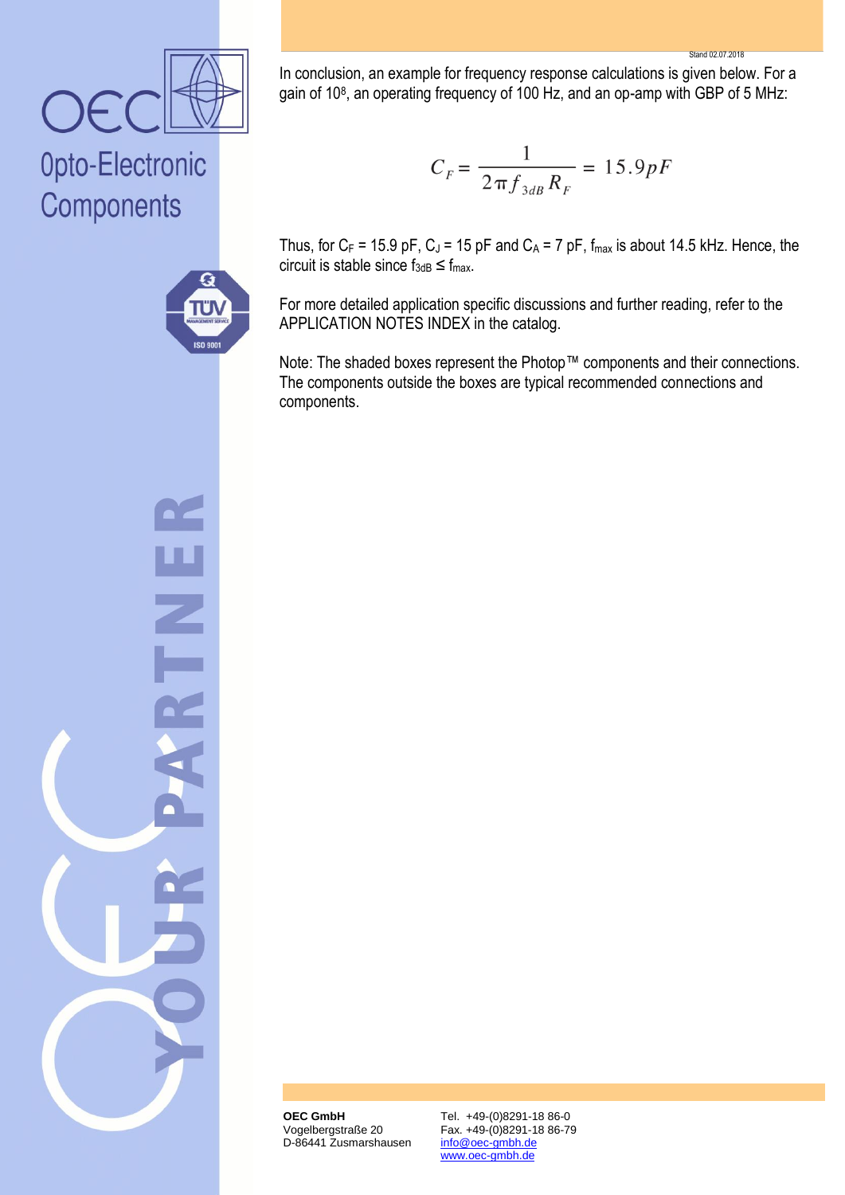In conclusion, an example for frequency response calculations is given below. For a gain of $10^8$, an operating frequency of 100 Hz, and an op-amp with GBP of 5 MHz:

$$C_F = \frac{1}{2\pi f_{3dB} R_F} = 15.9pF$$

Thus, for $C_F$ = 15.9 pF, $C_J$ = 15 pF and $C_A$ = 7 pF, $f_{max}$ is about 14.5 kHz. Hence, the circuit is stable since $f_{3dB} \leq f_{max}$.

For more detailed application specific discussions and further reading, refer to the APPLICATION NOTES INDEX in the catalog.

Note: The shaded boxes represent the Photop™ components and their connections. The components outside the boxes are typical recommended connections and components.

**OEC GmbH**
Vogelbergstraße 20
D-86441 Zusmarshausen

Tel. +49-(0)8291-18 86-0
Fax. +49-(0)8291-18 86-79
info@oec-gmbh.de
www.oec-gmbh.de